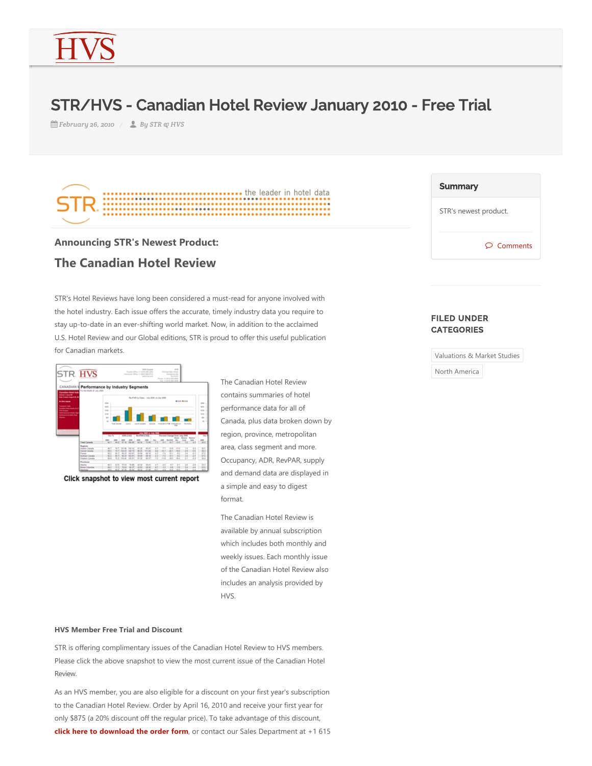# STR/HVS - Canadian Hotel Review January 2010 - Free Trial

February 26, 2010 / By STR & HVS

the leader in hotel data

### Announcing STR's Newest Product:

## The Canadian Hotel Review

STR's Hotel Reviews have long been considered a must-read for anyone involved with the hotel industry. Each issue offers the accurate, timely industry data you require to stay up-to-date in an ever-shifting world market. Now, in addition to the acclaimed U.S. Hotel Review and our Global editions, STR is proud to offer this useful publication for Canadian markets.

**Click snapshot to view most current report**

The Canadian Hotel Review contains summaries of hotel performance data for all of Canada, plus data broken down by region, province, metropolitan area, class segment and more. Occupancy, ADR, RevPAR, supply and demand data are displayed in a simple and easy to digest format.

The Canadian Hotel Review is available by annual subscription which includes both monthly and weekly issues. Each monthly issue of the Canadian Hotel Review also includes an analysis provided by HVS.

#### HVS Member Free Trial and Discount

STR is offering complimentary issues of the Canadian Hotel Review to HVS members. Please click the above snapshot to view the most current issue of the Canadian Hotel Review.

As an HVS member, you are also eligible for a discount on your first year's subscription to the Canadian Hotel Review. Order by April 16, 2010 and receive your first year for only $875 (a 20% discount off the regular price). To take advantage of this discount, **click here to download the order form**, or contact our Sales Department at +1 615

**Summary**

STR's newest product.

Comments

**FILED UNDER CATEGORIES**

Valuations & Market Studies

North America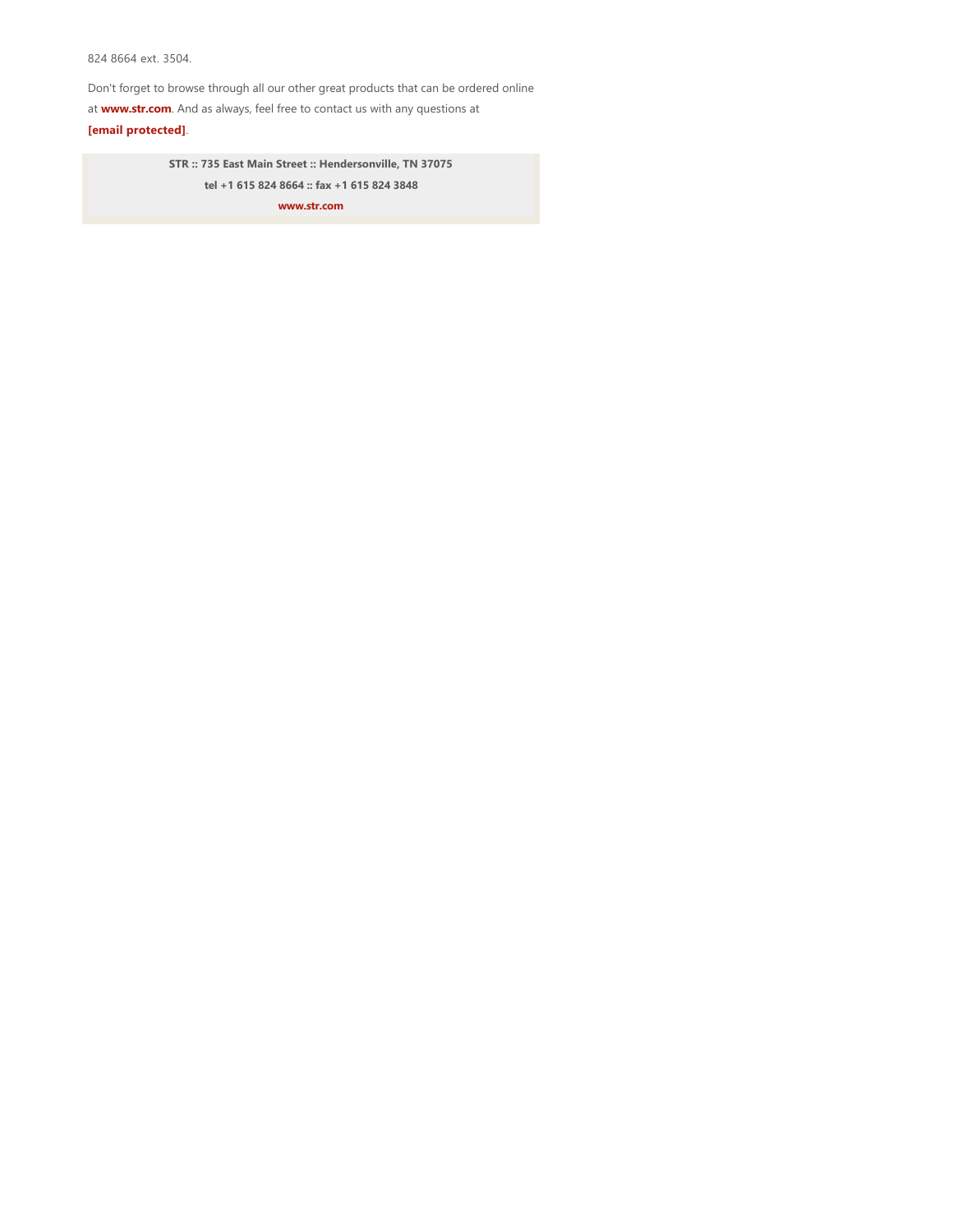824 8664 ext. 3504.

Don't forget to browse through all our other great products that can be ordered online at **www.str.com**. And as always, feel free to contact us with any questions at **[email protected]**.

**STR :: 735 East Main Street :: Hendersonville, TN 37075**

**tel +1 615 824 8664 :: fax +1 615 824 3848**

**www.str.com**